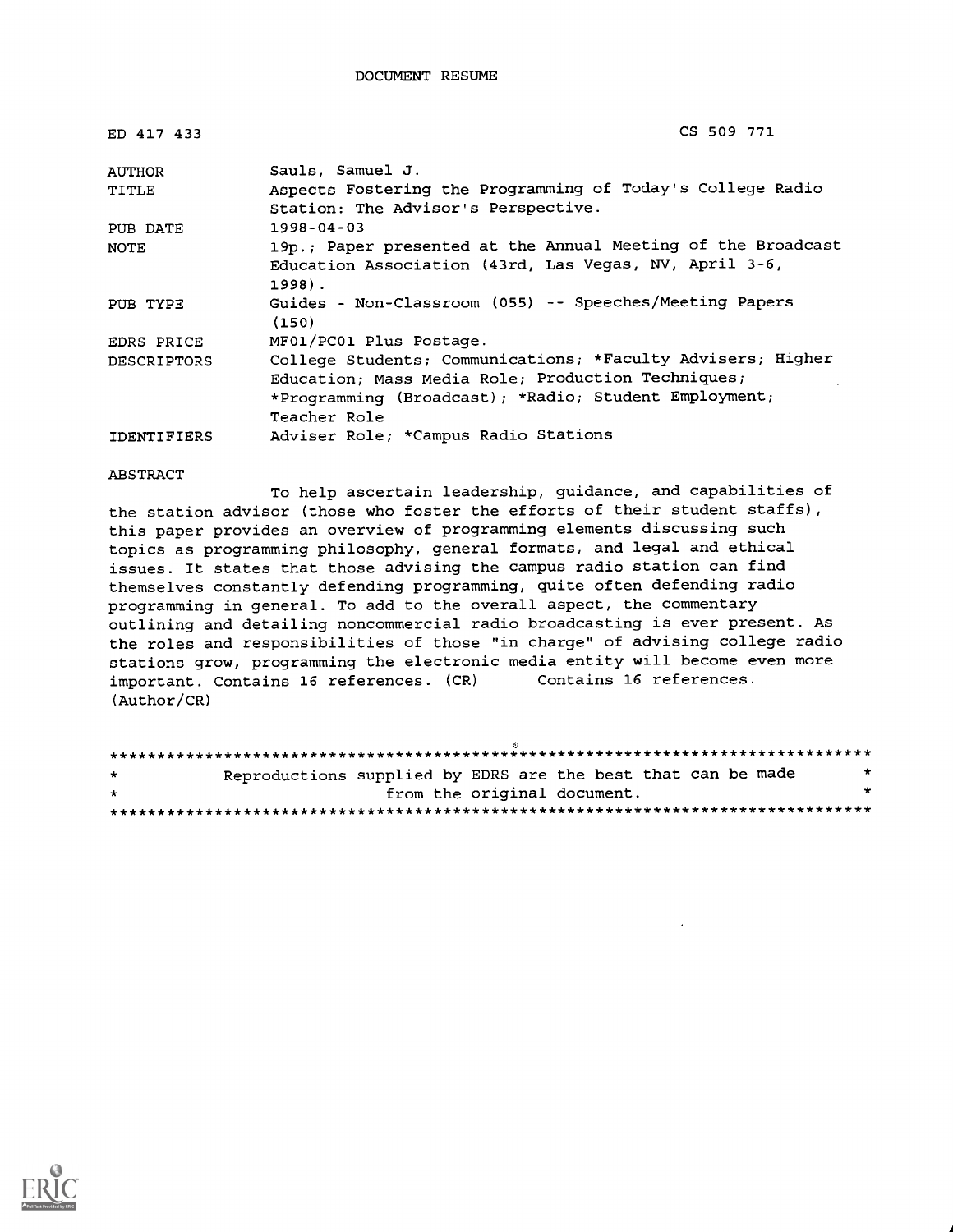DOCUMENT RESUME

| | |
|---|---|
| ED 417 433 | CS 509 771 |
| AUTHOR | Sauls, Samuel J. |
| TITLE | Aspects Fostering the Programming of Today's College Radio Station: The Advisor's Perspective. |
| PUB DATE | 1998-04-03 |
| NOTE | 19p.; Paper presented at the Annual Meeting of the Broadcast Education Association (43rd, Las Vegas, NV, April 3-6, 1998). |
| PUB TYPE | Guides - Non-Classroom (055) -- Speeches/Meeting Papers (150) |
| EDRS PRICE | MF01/PC01 Plus Postage. |
| DESCRIPTORS | College Students; Communications; *Faculty Advisers; Higher Education; Mass Media Role; Production Techniques; *Programming (Broadcast); *Radio; Student Employment; Teacher Role |
| IDENTIFIERS | Adviser Role; *Campus Radio Stations |

ABSTRACT

To help ascertain leadership, guidance, and capabilities of the station advisor (those who foster the efforts of their student staffs), this paper provides an overview of programming elements discussing such topics as programming philosophy, general formats, and legal and ethical issues. It states that those advising the campus radio station can find themselves constantly defending programming, quite often defending radio programming in general. To add to the overall aspect, the commentary outlining and detailing noncommercial radio broadcasting is ever present. As the roles and responsibilities of those "in charge" of advising college radio stations grow, programming the electronic media entity will become even more important. Contains 16 references. (CR) Contains 16 references. (Author/CR)

********************************************************************************
* Reproductions supplied by EDRS are the best that can be made *
* from the original document. *
********************************************************************************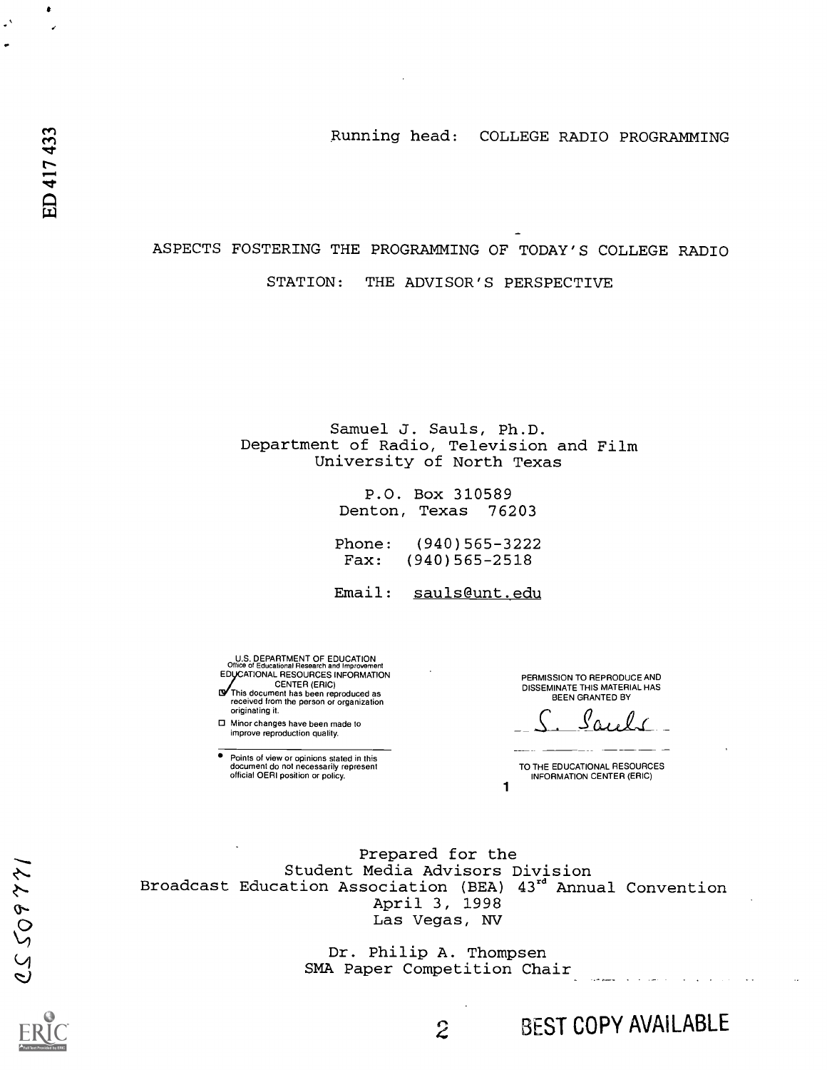ED 417 433

Running head: COLLEGE RADIO PROGRAMMING

# ASPECTS FOSTERING THE PROGRAMMING OF TODAY'S COLLEGE RADIO STATION: THE ADVISOR'S PERSPECTIVE

Samuel J. Sauls, Ph.D.
Department of Radio, Television and Film
University of North Texas

P.O. Box 310589
Denton, Texas 76203

Phone: (940)565-3222
Fax: (940)565-2518

Email: sauls@unt.edu

U.S. DEPARTMENT OF EDUCATION
Office of Educational Research and Improvement
EDUCATIONAL RESOURCES INFORMATION CENTER (ERIC)

- [x] This document has been reproduced as received from the person or organization originating it.
- [ ] Minor changes have been made to improve reproduction quality.

- Points of view or opinions stated in this document do not necessarily represent official OERI position or policy.

PERMISSION TO REPRODUCE AND DISSEMINATE THIS MATERIAL HAS BEEN GRANTED BY

S. Sauls

TO THE EDUCATIONAL RESOURCES INFORMATION CENTER (ERIC)

Prepared for the
Student Media Advisors Division
Broadcast Education Association (BEA) 43rd Annual Convention
April 3, 1998
Las Vegas, NV

Dr. Philip A. Thompsen
SMA Paper Competition Chair

CS509771

BEST COPY AVAILABLE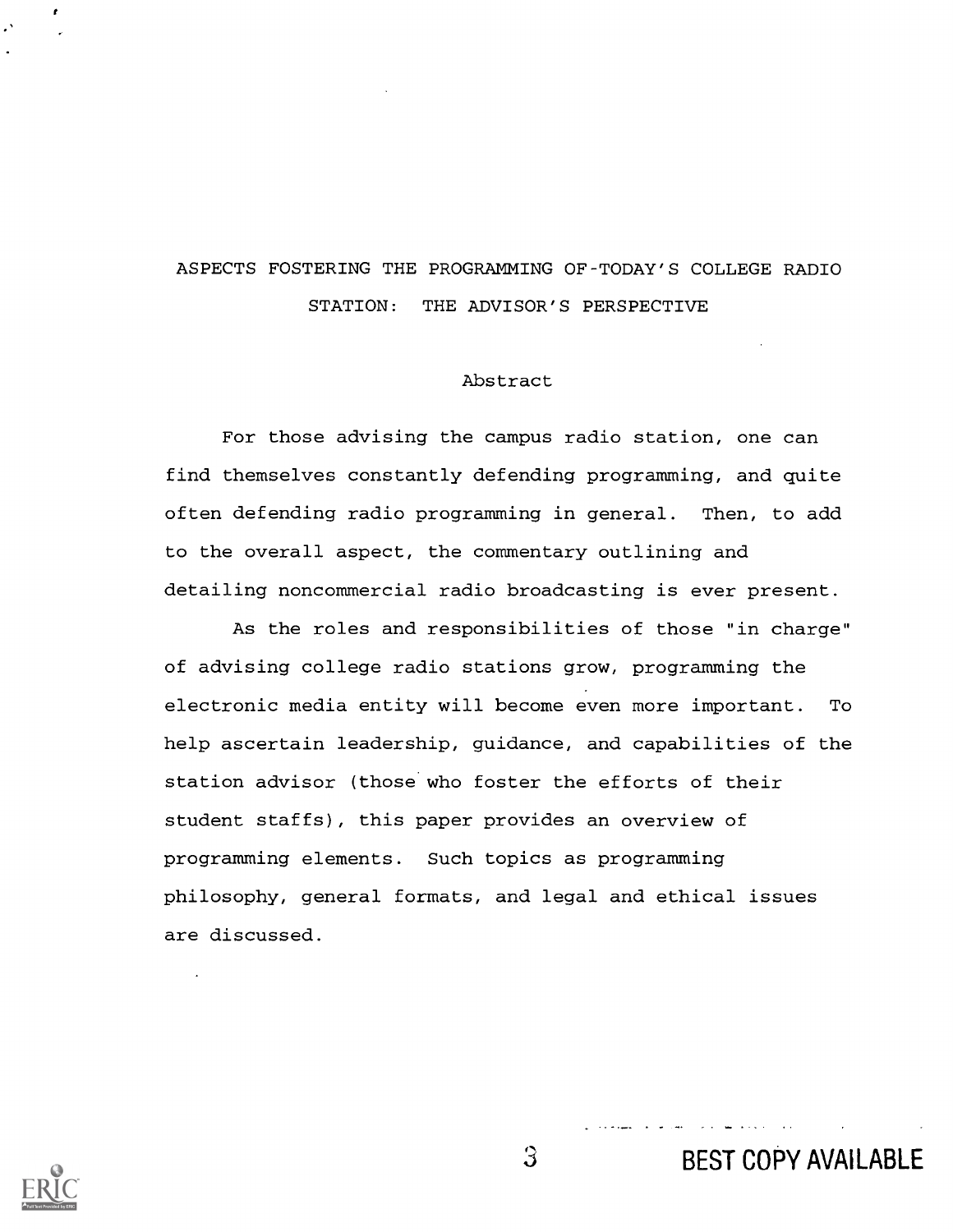# ASPECTS FOSTERING THE PROGRAMMING OF-TODAY'S COLLEGE RADIO STATION: THE ADVISOR'S PERSPECTIVE

## Abstract

For those advising the campus radio station, one can find themselves constantly defending programming, and quite often defending radio programming in general. Then, to add to the overall aspect, the commentary outlining and detailing noncommercial radio broadcasting is ever present.

As the roles and responsibilities of those "in charge" of advising college radio stations grow, programming the electronic media entity will become even more important. To help ascertain leadership, guidance, and capabilities of the station advisor (those who foster the efforts of their student staffs), this paper provides an overview of programming elements. Such topics as programming philosophy, general formats, and legal and ethical issues are discussed.

BEST COPY AVAILABLE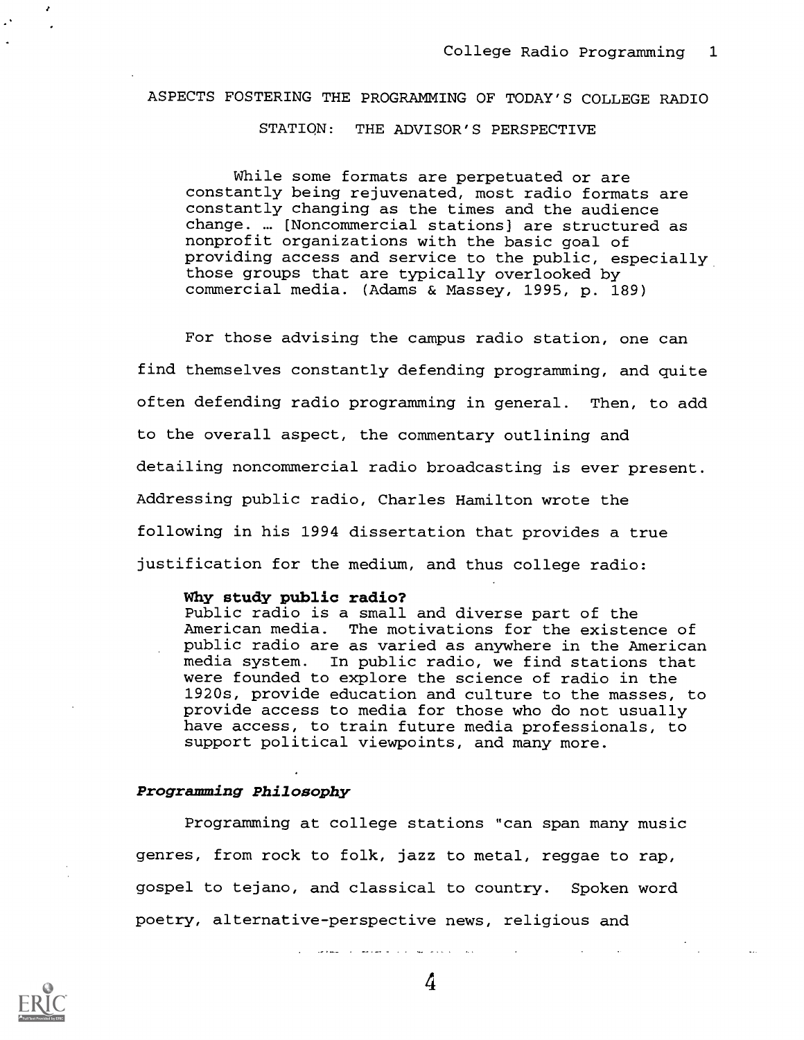ASPECTS FOSTERING THE PROGRAMMING OF TODAY'S COLLEGE RADIO STATION: THE ADVISOR'S PERSPECTIVE

> While some formats are perpetuated or are constantly being rejuvenated, most radio formats are constantly changing as the times and the audience change. … [Noncommercial stations] are structured as nonprofit organizations with the basic goal of providing access and service to the public, especially those groups that are typically overlooked by commercial media. (Adams & Massey, 1995, p. 189)

For those advising the campus radio station, one can find themselves constantly defending programming, and quite often defending radio programming in general. Then, to add to the overall aspect, the commentary outlining and detailing noncommercial radio broadcasting is ever present. Addressing public radio, Charles Hamilton wrote the following in his 1994 dissertation that provides a true justification for the medium, and thus college radio:

> **Why study public radio?**
> Public radio is a small and diverse part of the American media. The motivations for the existence of public radio are as varied as anywhere in the American media system. In public radio, we find stations that were founded to explore the science of radio in the 1920s, provide education and culture to the masses, to provide access to media for those who do not usually have access, to train future media professionals, to support political viewpoints, and many more.

### *Programming Philosophy*

Programming at college stations "can span many music genres, from rock to folk, jazz to metal, reggae to rap, gospel to tejano, and classical to country. Spoken word poetry, alternative-perspective news, religious and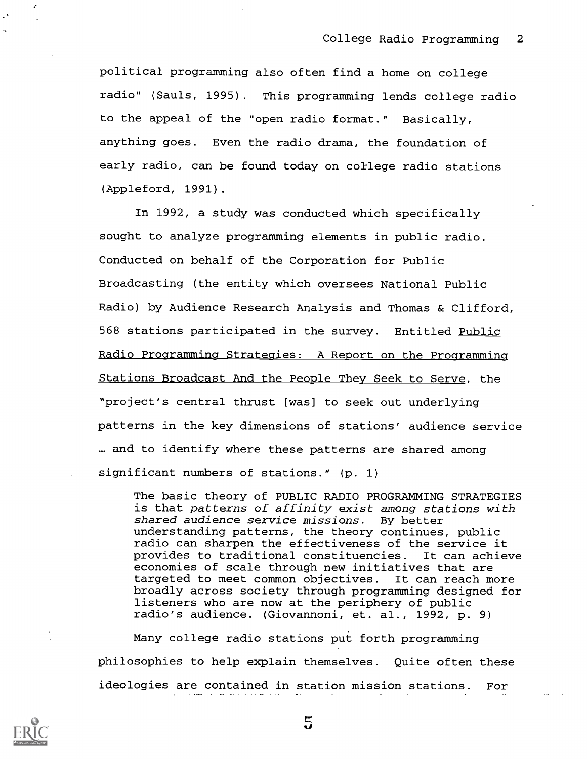political programming also often find a home on college radio" (Sauls, 1995). This programming lends college radio to the appeal of the "open radio format." Basically, anything goes. Even the radio drama, the foundation of early radio, can be found today on college radio stations (Appleford, 1991).

In 1992, a study was conducted which specifically sought to analyze programming elements in public radio. Conducted on behalf of the Corporation for Public Broadcasting (the entity which oversees National Public Radio) by Audience Research Analysis and Thomas & Clifford, 568 stations participated in the survey. Entitled Public Radio Programming Strategies: A Report on the Programming Stations Broadcast And the People They Seek to Serve, the "project's central thrust [was] to seek out underlying patterns in the key dimensions of stations' audience service … and to identify where these patterns are shared among significant numbers of stations." (p. 1)

> The basic theory of PUBLIC RADIO PROGRAMMING STRATEGIES is that *patterns of affinity exist among stations with shared audience service missions*. By better understanding patterns, the theory continues, public radio can sharpen the effectiveness of the service it provides to traditional constituencies. It can achieve economies of scale through new initiatives that are targeted to meet common objectives. It can reach more broadly across society through programming designed for listeners who are now at the periphery of public radio's audience. (Giovannoni, et. al., 1992, p. 9)

Many college radio stations put forth programming philosophies to help explain themselves. Quite often these ideologies are contained in station mission stations. For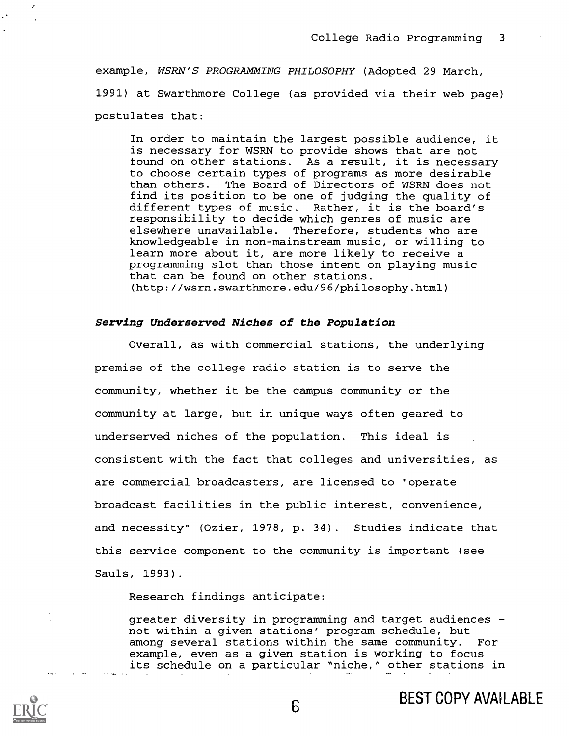example, *WSRN'S PROGRAMMING PHILOSOPHY* (Adopted 29 March, 1991) at Swarthmore College (as provided via their web page) postulates that:

> In order to maintain the largest possible audience, it is necessary for WSRN to provide shows that are not found on other stations. As a result, it is necessary to choose certain types of programs as more desirable than others. The Board of Directors of WSRN does not find its position to be one of judging the quality of different types of music. Rather, it is the board's responsibility to decide which genres of music are elsewhere unavailable. Therefore, students who are knowledgeable in non-mainstream music, or willing to learn more about it, are more likely to receive a programming slot than those intent on playing music that can be found on other stations. (http://wsrn.swarthmore.edu/96/philosophy.html)

### *Serving Underserved Niches of the Population*

Overall, as with commercial stations, the underlying premise of the college radio station is to serve the community, whether it be the campus community or the community at large, but in unique ways often geared to underserved niches of the population. This ideal is consistent with the fact that colleges and universities, as are commercial broadcasters, are licensed to "operate broadcast facilities in the public interest, convenience, and necessity" (Ozier, 1978, p. 34). Studies indicate that this service component to the community is important (see Sauls, 1993).

Research findings anticipate:

> greater diversity in programming and target audiences – not within a given stations' program schedule, but among several stations within the same community. For example, even as a given station is working to focus its schedule on a particular "niche," other stations in

BEST COPY AVAILABLE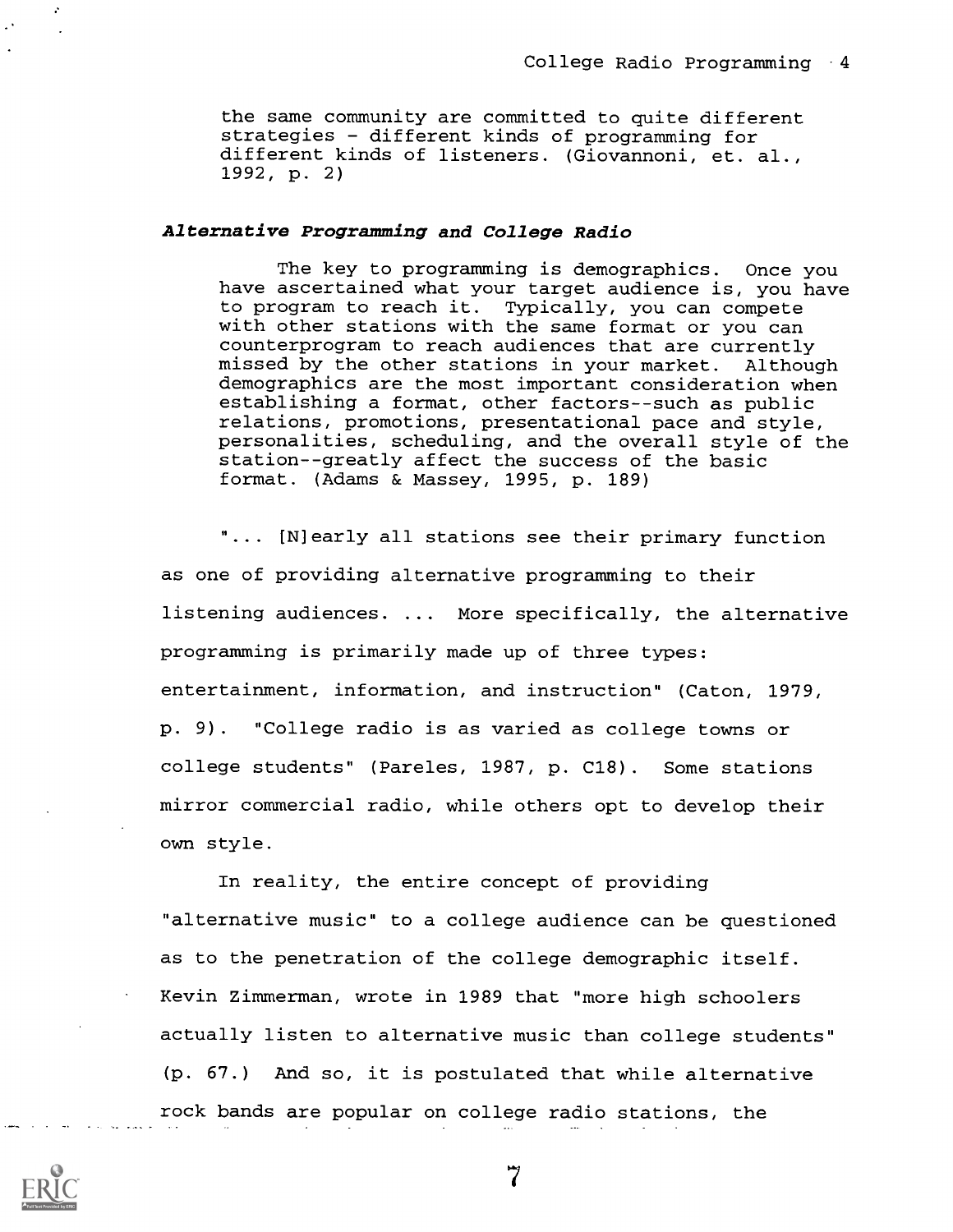> the same community are committed to quite different strategies - different kinds of programming for different kinds of listeners. (Giovannoni, et. al., 1992, p. 2)

### *Alternative Programming and College Radio*

> The key to programming is demographics. Once you have ascertained what your target audience is, you have to program to reach it. Typically, you can compete with other stations with the same format or you can counterprogram to reach audiences that are currently missed by the other stations in your market. Although demographics are the most important consideration when establishing a format, other factors--such as public relations, promotions, presentational pace and style, personalities, scheduling, and the overall style of the station--greatly affect the success of the basic format. (Adams & Massey, 1995, p. 189)

"... [N]early all stations see their primary function as one of providing alternative programming to their listening audiences. ... More specifically, the alternative programming is primarily made up of three types: entertainment, information, and instruction" (Caton, 1979, p. 9). "College radio is as varied as college towns or college students" (Pareles, 1987, p. C18). Some stations mirror commercial radio, while others opt to develop their own style.

In reality, the entire concept of providing "alternative music" to a college audience can be questioned as to the penetration of the college demographic itself. Kevin Zimmerman, wrote in 1989 that "more high schoolers actually listen to alternative music than college students" (p. 67.) And so, it is postulated that while alternative rock bands are popular on college radio stations, the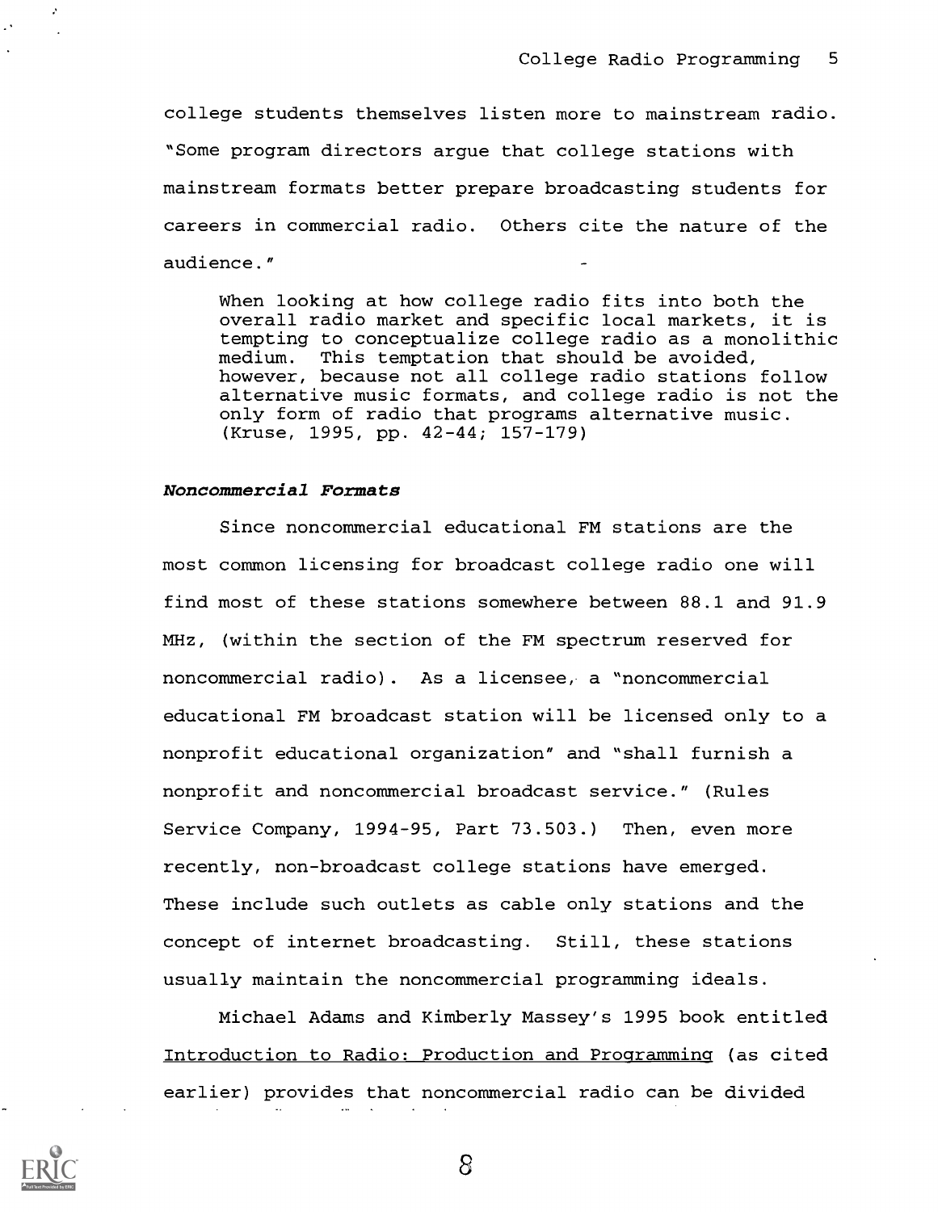college students themselves listen more to mainstream radio. "Some program directors argue that college stations with mainstream formats better prepare broadcasting students for careers in commercial radio. Others cite the nature of the audience."

> When looking at how college radio fits into both the overall radio market and specific local markets, it is tempting to conceptualize college radio as a monolithic medium. This temptation that should be avoided, however, because not all college radio stations follow alternative music formats, and college radio is not the only form of radio that programs alternative music. (Kruse, 1995, pp. 42-44; 157-179)

### *Noncommercial Formats*

Since noncommercial educational FM stations are the most common licensing for broadcast college radio one will find most of these stations somewhere between 88.1 and 91.9 MHz, (within the section of the FM spectrum reserved for noncommercial radio). As a licensee, a "noncommercial educational FM broadcast station will be licensed only to a nonprofit educational organization" and "shall furnish a nonprofit and noncommercial broadcast service." (Rules Service Company, 1994-95, Part 73.503.) Then, even more recently, non-broadcast college stations have emerged. These include such outlets as cable only stations and the concept of internet broadcasting. Still, these stations usually maintain the noncommercial programming ideals.

Michael Adams and Kimberly Massey's 1995 book entitled Introduction to Radio: Production and Programming (as cited earlier) provides that noncommercial radio can be divided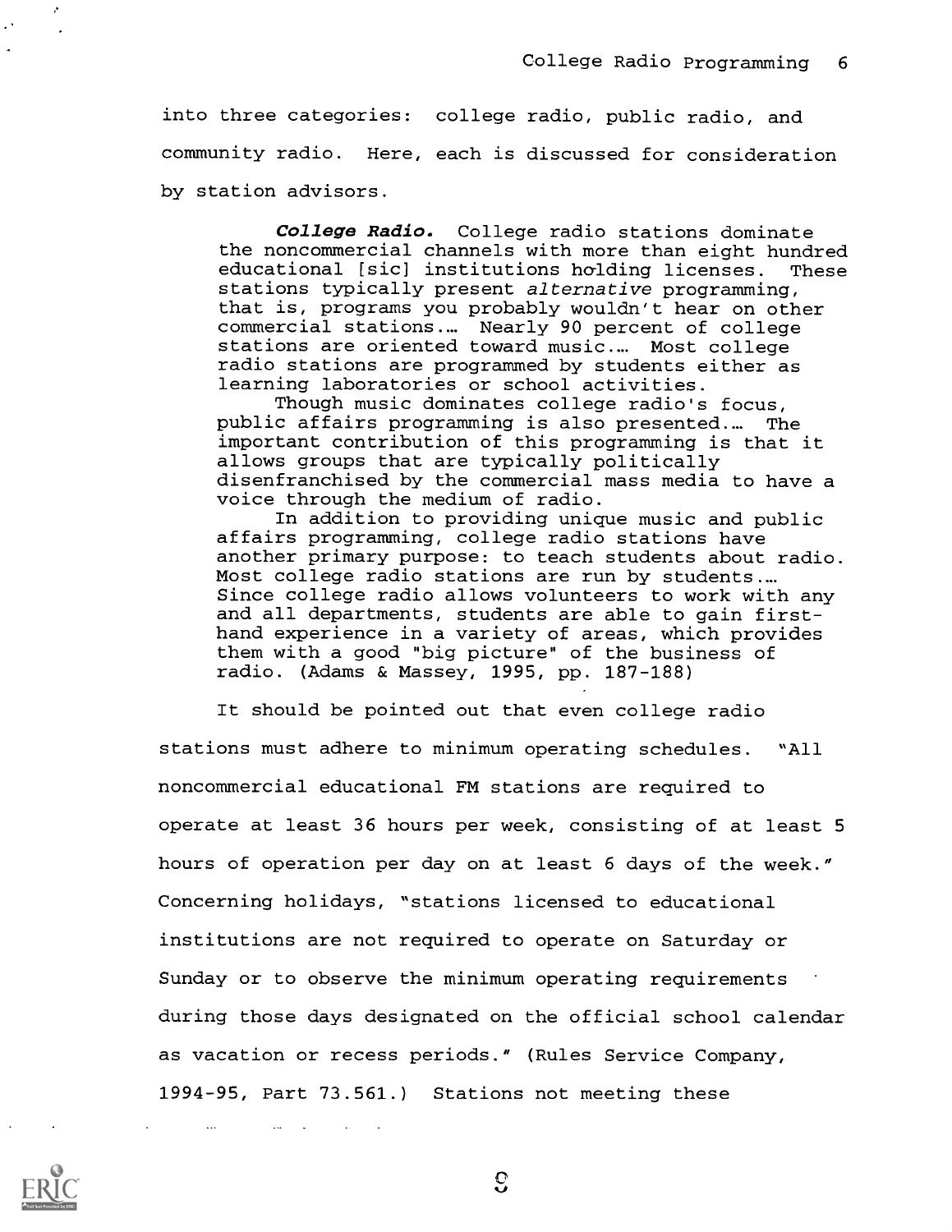into three categories: college radio, public radio, and community radio. Here, each is discussed for consideration by station advisors.

> ***College Radio.*** College radio stations dominate the noncommercial channels with more than eight hundred educational [sic] institutions holding licenses. These stations typically present *alternative* programming, that is, programs you probably wouldn't hear on other commercial stations.… Nearly 90 percent of college stations are oriented toward music.… Most college radio stations are programmed by students either as learning laboratories or school activities.
>
> Though music dominates college radio's focus, public affairs programming is also presented.… The important contribution of this programming is that it allows groups that are typically politically disenfranchised by the commercial mass media to have a voice through the medium of radio.
>
> In addition to providing unique music and public affairs programming, college radio stations have another primary purpose: to teach students about radio. Most college radio stations are run by students.… Since college radio allows volunteers to work with any and all departments, students are able to gain first-hand experience in a variety of areas, which provides them with a good "big picture" of the business of radio. (Adams & Massey, 1995, pp. 187-188)

It should be pointed out that even college radio stations must adhere to minimum operating schedules. "All noncommercial educational FM stations are required to operate at least 36 hours per week, consisting of at least 5 hours of operation per day on at least 6 days of the week." Concerning holidays, "stations licensed to educational institutions are not required to operate on Saturday or Sunday or to observe the minimum operating requirements during those days designated on the official school calendar as vacation or recess periods." (Rules Service Company, 1994-95, Part 73.561.) Stations not meeting these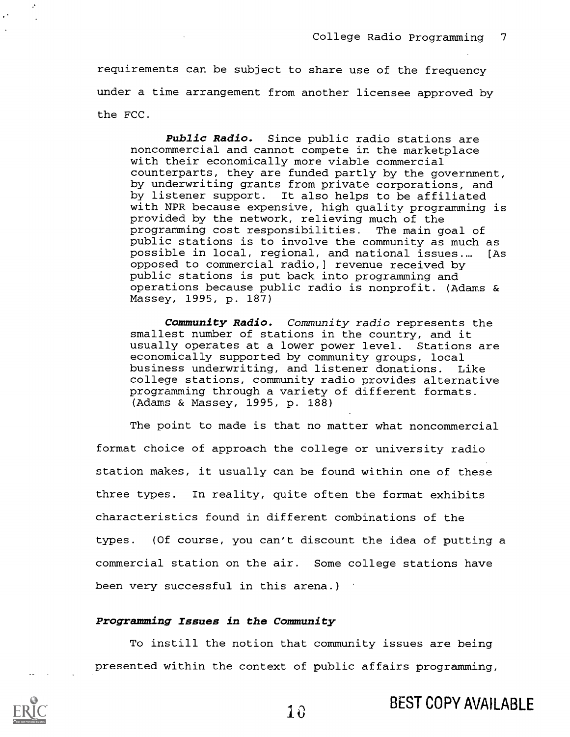requirements can be subject to share use of the frequency under a time arrangement from another licensee approved by the FCC.

> ***Public Radio.*** Since public radio stations are noncommercial and cannot compete in the marketplace with their economically more viable commercial counterparts, they are funded partly by the government, by underwriting grants from private corporations, and by listener support. It also helps to be affiliated with NPR because expensive, high quality programming is provided by the network, relieving much of the programming cost responsibilities. The main goal of public stations is to involve the community as much as possible in local, regional, and national issues.... [As opposed to commercial radio,] revenue received by public stations is put back into programming and operations because public radio is nonprofit. (Adams & Massey, 1995, p. 187)

> ***Community Radio.*** *Community radio* represents the smallest number of stations in the country, and it usually operates at a lower power level. Stations are economically supported by community groups, local business underwriting, and listener donations. Like college stations, community radio provides alternative programming through a variety of different formats. (Adams & Massey, 1995, p. 188)

The point to made is that no matter what noncommercial format choice of approach the college or university radio station makes, it usually can be found within one of these three types. In reality, quite often the format exhibits characteristics found in different combinations of the types. (Of course, you can't discount the idea of putting a commercial station on the air. Some college stations have been very successful in this arena.)

#### *Programming Issues in the Community*

To instill the notion that community issues are being presented within the context of public affairs programming,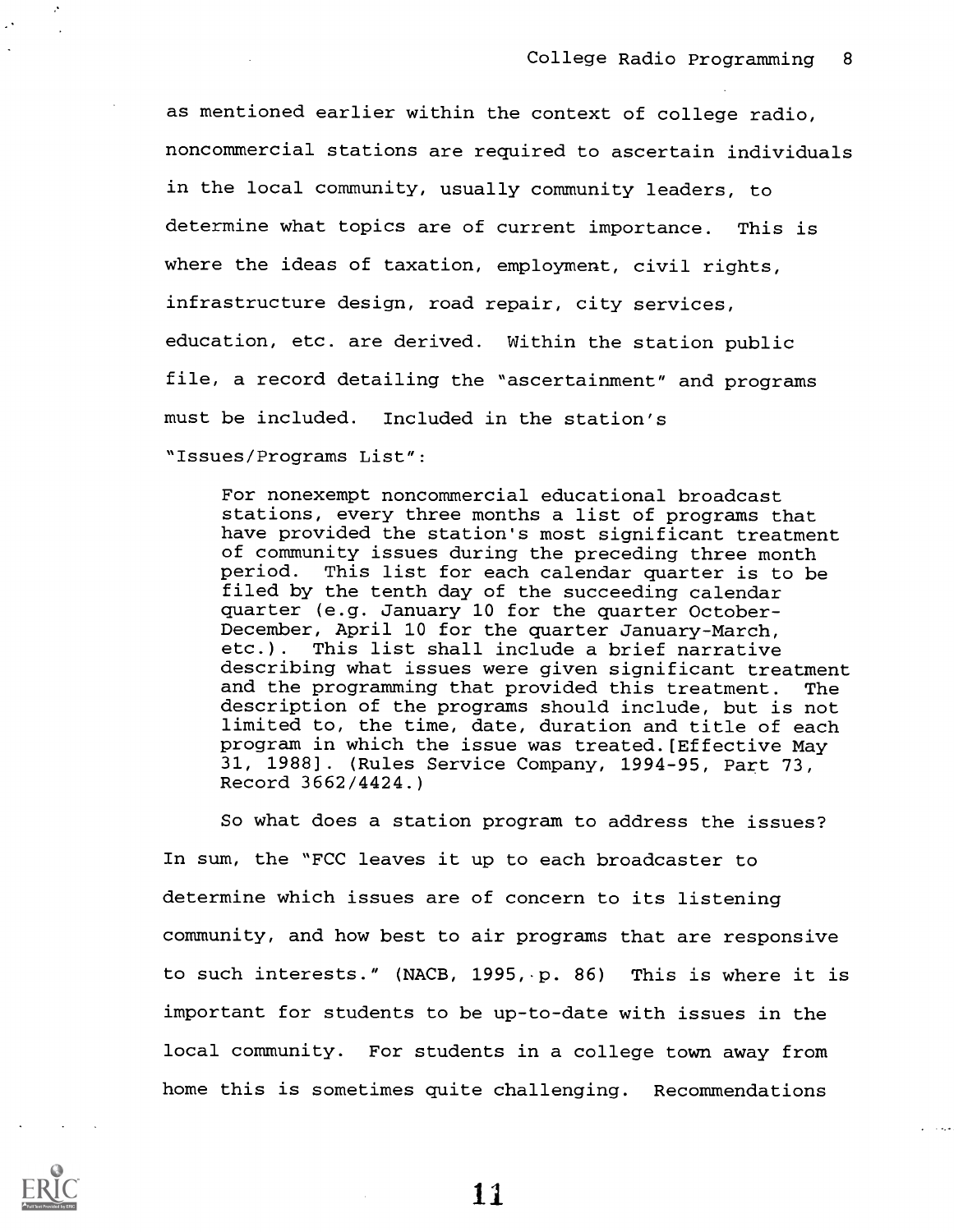as mentioned earlier within the context of college radio, noncommercial stations are required to ascertain individuals in the local community, usually community leaders, to determine what topics are of current importance. This is where the ideas of taxation, employment, civil rights, infrastructure design, road repair, city services, education, etc. are derived. Within the station public file, a record detailing the "ascertainment" and programs must be included. Included in the station's "Issues/Programs List":

> For nonexempt noncommercial educational broadcast stations, every three months a list of programs that have provided the station's most significant treatment of community issues during the preceding three month period. This list for each calendar quarter is to be filed by the tenth day of the succeeding calendar quarter (e.g. January 10 for the quarter October-December, April 10 for the quarter January-March, etc.). This list shall include a brief narrative describing what issues were given significant treatment and the programming that provided this treatment. The description of the programs should include, but is not limited to, the time, date, duration and title of each program in which the issue was treated.[Effective May 31, 1988]. (Rules Service Company, 1994-95, Part 73, Record 3662/4424.)

So what does a station program to address the issues? In sum, the "FCC leaves it up to each broadcaster to determine which issues are of concern to its listening community, and how best to air programs that are responsive to such interests." (NACB, 1995, p. 86) This is where it is important for students to be up-to-date with issues in the local community. For students in a college town away from home this is sometimes quite challenging. Recommendations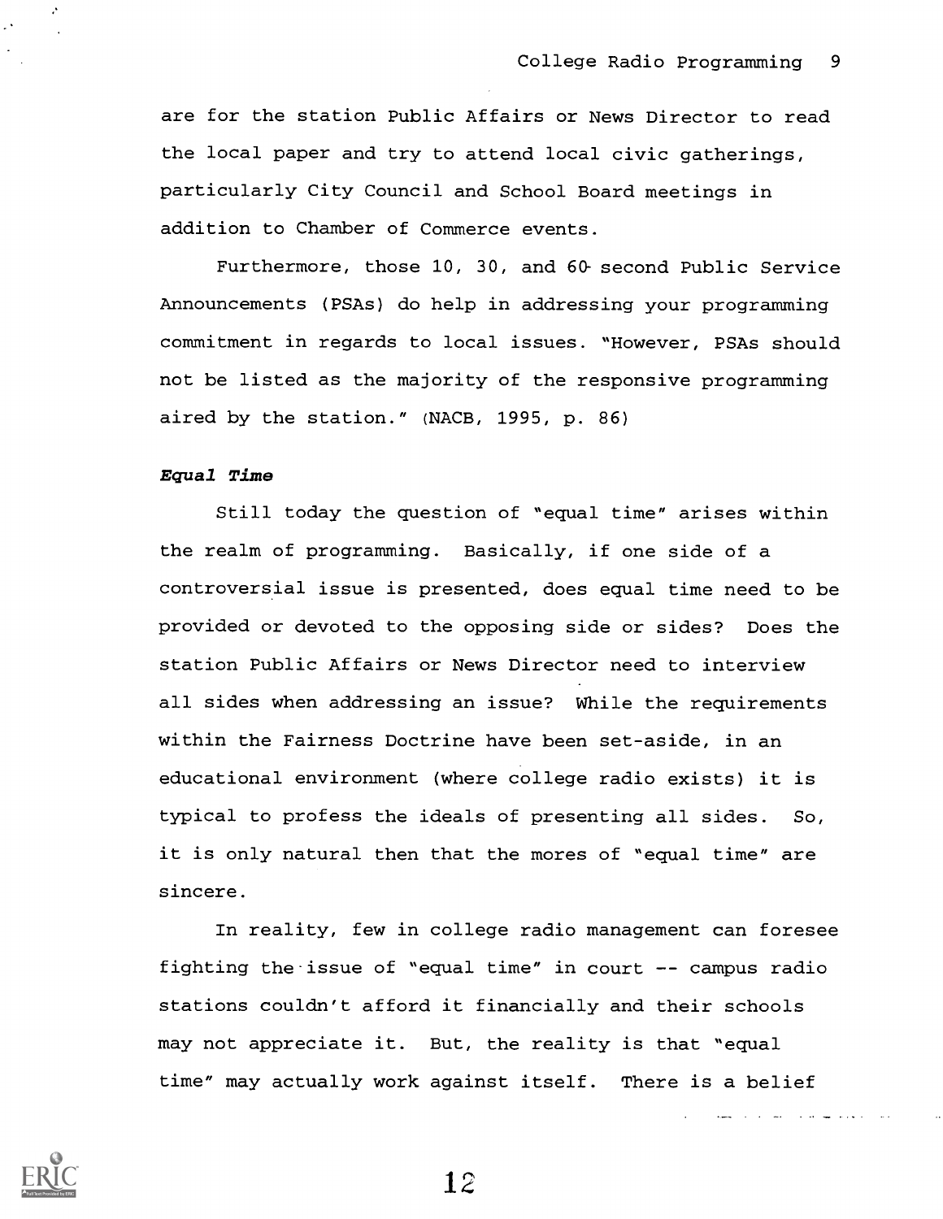are for the station Public Affairs or News Director to read the local paper and try to attend local civic gatherings, particularly City Council and School Board meetings in addition to Chamber of Commerce events.

Furthermore, those 10, 30, and 60- second Public Service Announcements (PSAs) do help in addressing your programming commitment in regards to local issues. "However, PSAs should not be listed as the majority of the responsive programming aired by the station." (NACB, 1995, p. 86)

### *Equal Time*

Still today the question of "equal time" arises within the realm of programming. Basically, if one side of a controversial issue is presented, does equal time need to be provided or devoted to the opposing side or sides? Does the station Public Affairs or News Director need to interview all sides when addressing an issue? While the requirements within the Fairness Doctrine have been set-aside, in an educational environment (where college radio exists) it is typical to profess the ideals of presenting all sides. So, it is only natural then that the mores of "equal time" are sincere.

In reality, few in college radio management can foresee fighting the issue of "equal time" in court -- campus radio stations couldn't afford it financially and their schools may not appreciate it. But, the reality is that "equal time" may actually work against itself. There is a belief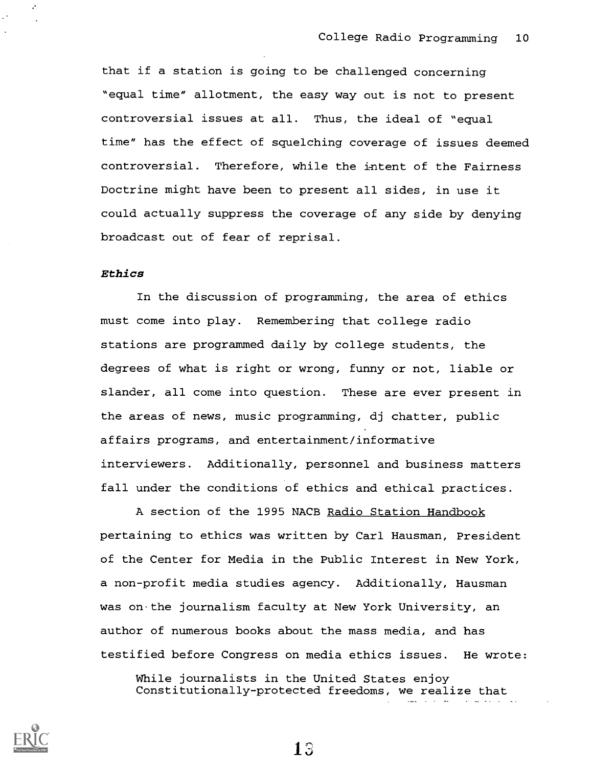that if a station is going to be challenged concerning "equal time" allotment, the easy way out is not to present controversial issues at all. Thus, the ideal of "equal time" has the effect of squelching coverage of issues deemed controversial. Therefore, while the intent of the Fairness Doctrine might have been to present all sides, in use it could actually suppress the coverage of any side by denying broadcast out of fear of reprisal.

### *Ethics*

In the discussion of programming, the area of ethics must come into play. Remembering that college radio stations are programmed daily by college students, the degrees of what is right or wrong, funny or not, liable or slander, all come into question. These are ever present in the areas of news, music programming, dj chatter, public affairs programs, and entertainment/informative interviewers. Additionally, personnel and business matters fall under the conditions of ethics and ethical practices.

A section of the 1995 NACB Radio Station Handbook pertaining to ethics was written by Carl Hausman, President of the Center for Media in the Public Interest in New York, a non-profit media studies agency. Additionally, Hausman was on the journalism faculty at New York University, an author of numerous books about the mass media, and has testified before Congress on media ethics issues. He wrote:

> While journalists in the United States enjoy Constitutionally-protected freedoms, we realize that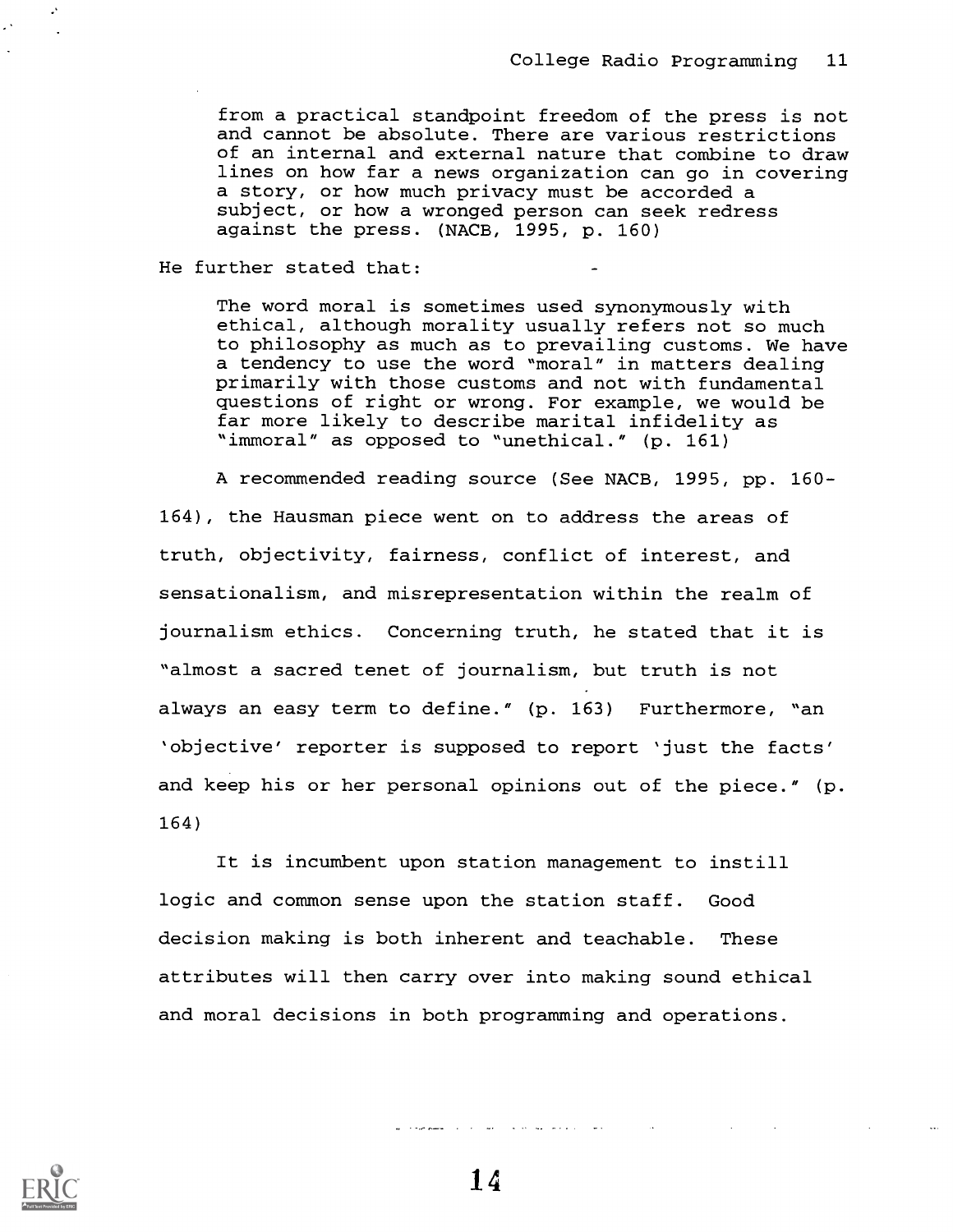> from a practical standpoint freedom of the press is not and cannot be absolute. There are various restrictions of an internal and external nature that combine to draw lines on how far a news organization can go in covering a story, or how much privacy must be accorded a subject, or how a wronged person can seek redress against the press. (NACB, 1995, p. 160)

He further stated that:

> The word moral is sometimes used synonymously with ethical, although morality usually refers not so much to philosophy as much as to prevailing customs. We have a tendency to use the word "moral" in matters dealing primarily with those customs and not with fundamental questions of right or wrong. For example, we would be far more likely to describe marital infidelity as "immoral" as opposed to "unethical." (p. 161)

A recommended reading source (See NACB, 1995, pp. 160-164), the Hausman piece went on to address the areas of truth, objectivity, fairness, conflict of interest, and sensationalism, and misrepresentation within the realm of journalism ethics. Concerning truth, he stated that it is "almost a sacred tenet of journalism, but truth is not always an easy term to define." (p. 163) Furthermore, "an 'objective' reporter is supposed to report 'just the facts' and keep his or her personal opinions out of the piece." (p. 164)

It is incumbent upon station management to instill logic and common sense upon the station staff. Good decision making is both inherent and teachable. These attributes will then carry over into making sound ethical and moral decisions in both programming and operations.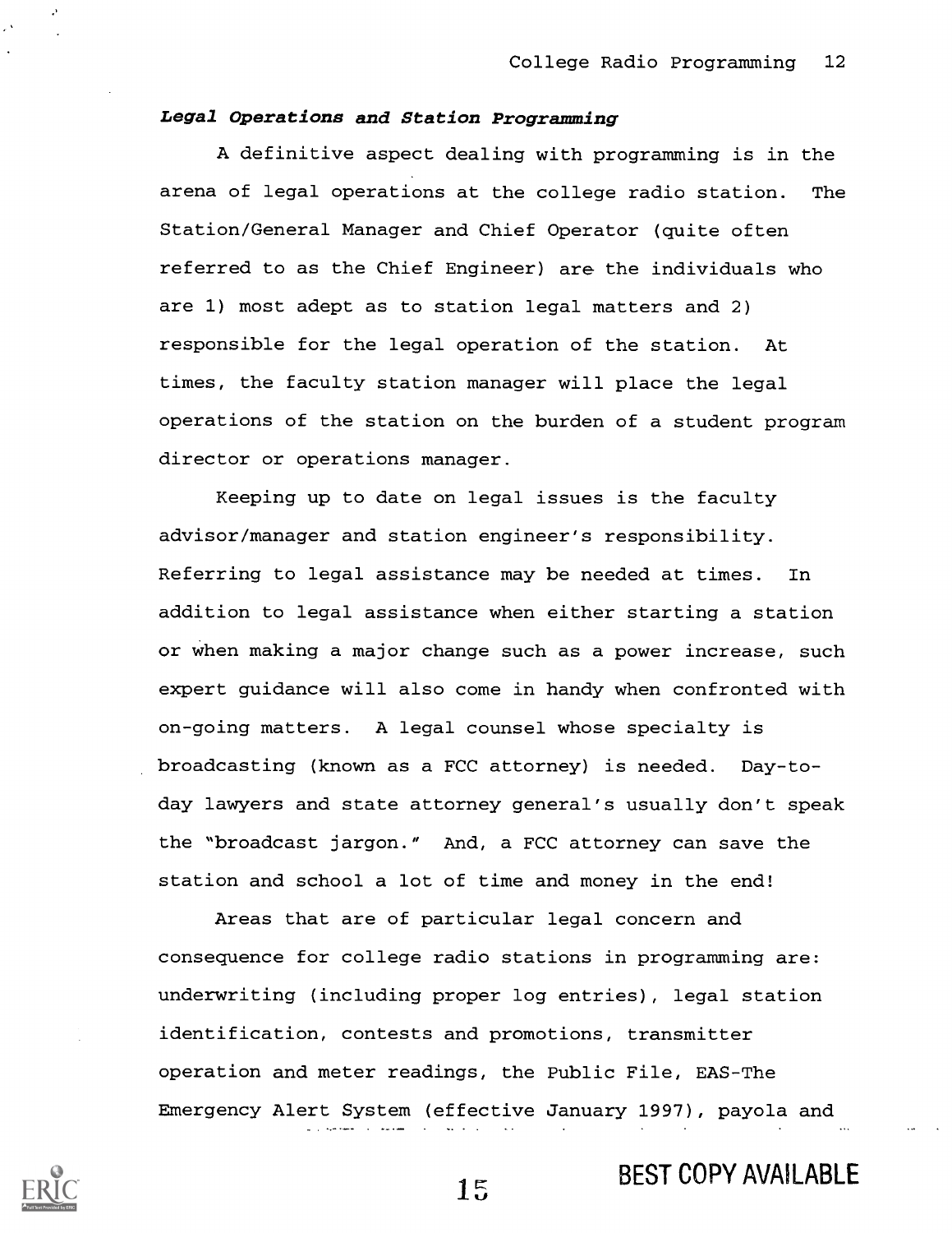***Legal Operations and Station Programming***

A definitive aspect dealing with programming is in the arena of legal operations at the college radio station. The Station/General Manager and Chief Operator (quite often referred to as the Chief Engineer) are the individuals who are 1) most adept as to station legal matters and 2) responsible for the legal operation of the station. At times, the faculty station manager will place the legal operations of the station on the burden of a student program director or operations manager.

Keeping up to date on legal issues is the faculty advisor/manager and station engineer's responsibility. Referring to legal assistance may be needed at times. In addition to legal assistance when either starting a station or when making a major change such as a power increase, such expert guidance will also come in handy when confronted with on-going matters. A legal counsel whose specialty is broadcasting (known as a FCC attorney) is needed. Day-to-day lawyers and state attorney general's usually don't speak the "broadcast jargon." And, a FCC attorney can save the station and school a lot of time and money in the end!

Areas that are of particular legal concern and consequence for college radio stations in programming are: underwriting (including proper log entries), legal station identification, contests and promotions, transmitter operation and meter readings, the Public File, EAS-The Emergency Alert System (effective January 1997), payola and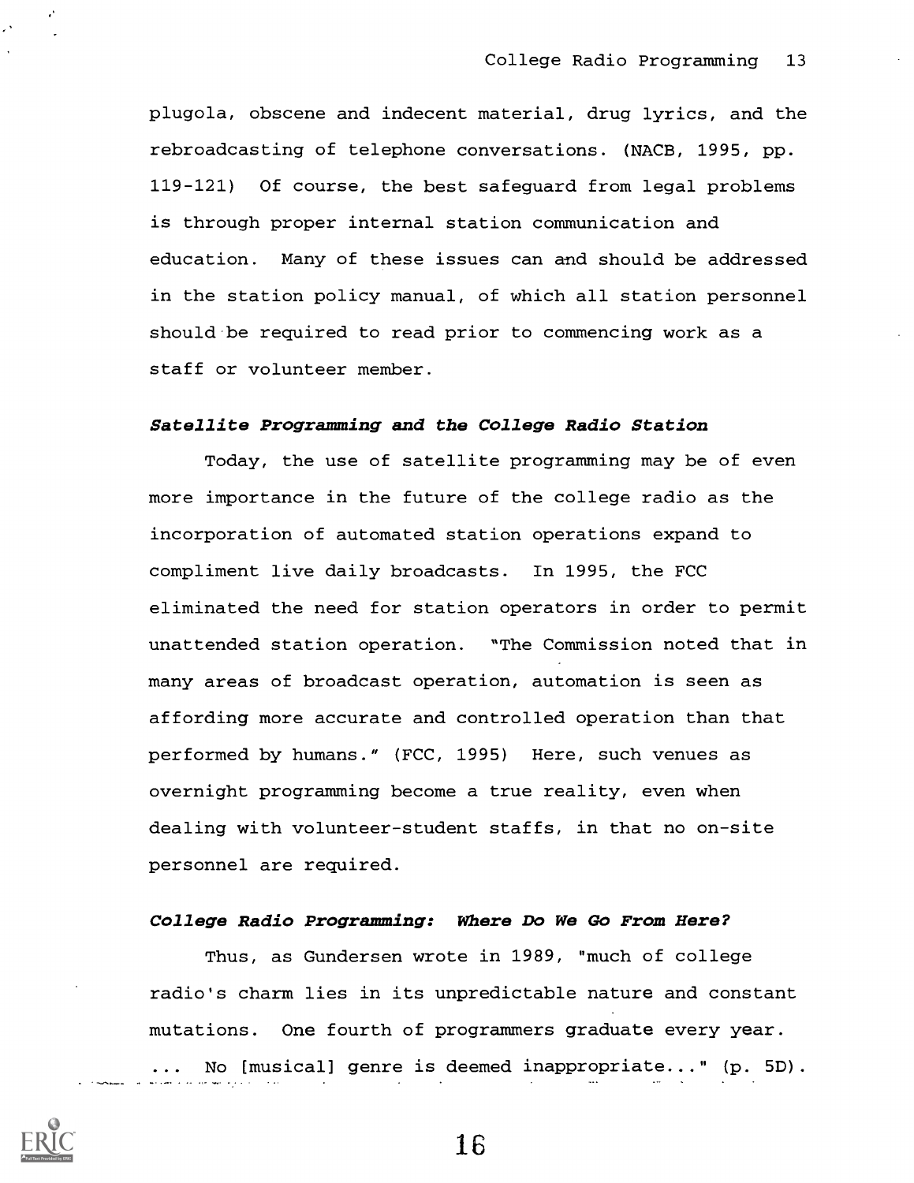plugola, obscene and indecent material, drug lyrics, and the rebroadcasting of telephone conversations. (NACB, 1995, pp. 119-121) Of course, the best safeguard from legal problems is through proper internal station communication and education. Many of these issues can and should be addressed in the station policy manual, of which all station personnel should be required to read prior to commencing work as a staff or volunteer member.

### *Satellite Programming and the College Radio Station*

Today, the use of satellite programming may be of even more importance in the future of the college radio as the incorporation of automated station operations expand to compliment live daily broadcasts. In 1995, the FCC eliminated the need for station operators in order to permit unattended station operation. "The Commission noted that in many areas of broadcast operation, automation is seen as affording more accurate and controlled operation than that performed by humans." (FCC, 1995) Here, such venues as overnight programming become a true reality, even when dealing with volunteer-student staffs, in that no on-site personnel are required.

### *College Radio Programming: Where Do We Go From Here?*

Thus, as Gundersen wrote in 1989, "much of college radio's charm lies in its unpredictable nature and constant mutations. One fourth of programmers graduate every year. ... No [musical] genre is deemed inappropriate..." (p. 5D).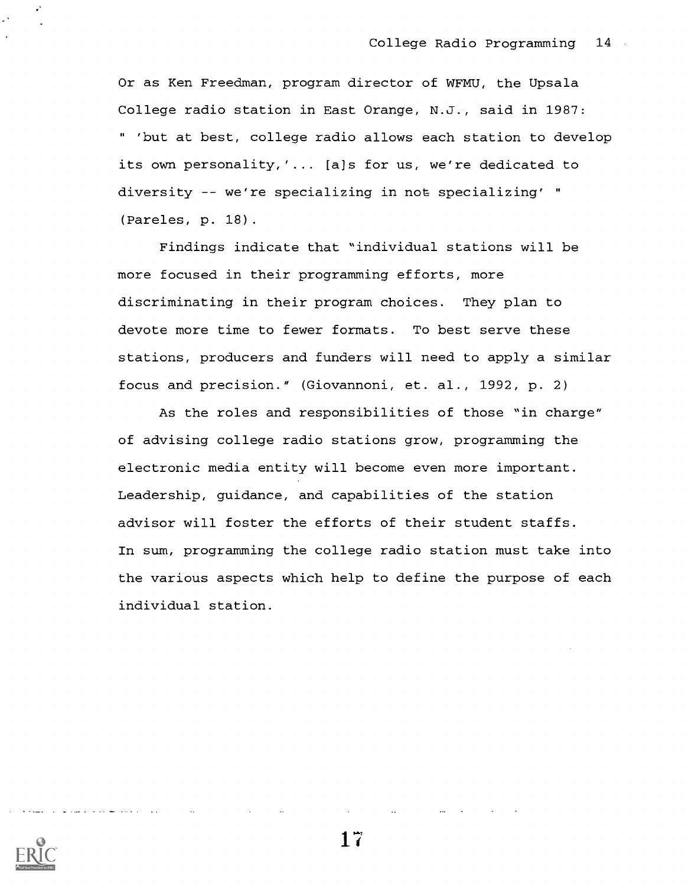Or as Ken Freedman, program director of WFMU, the Upsala College radio station in East Orange, N.J., said in 1987: " 'but at best, college radio allows each station to develop its own personality,'... [a]s for us, we're dedicated to diversity -- we're specializing in not specializing' " (Pareles, p. 18).

Findings indicate that "individual stations will be more focused in their programming efforts, more discriminating in their program choices. They plan to devote more time to fewer formats. To best serve these stations, producers and funders will need to apply a similar focus and precision." (Giovannoni, et. al., 1992, p. 2)

As the roles and responsibilities of those "in charge" of advising college radio stations grow, programming the electronic media entity will become even more important. Leadership, guidance, and capabilities of the station advisor will foster the efforts of their student staffs. In sum, programming the college radio station must take into the various aspects which help to define the purpose of each individual station.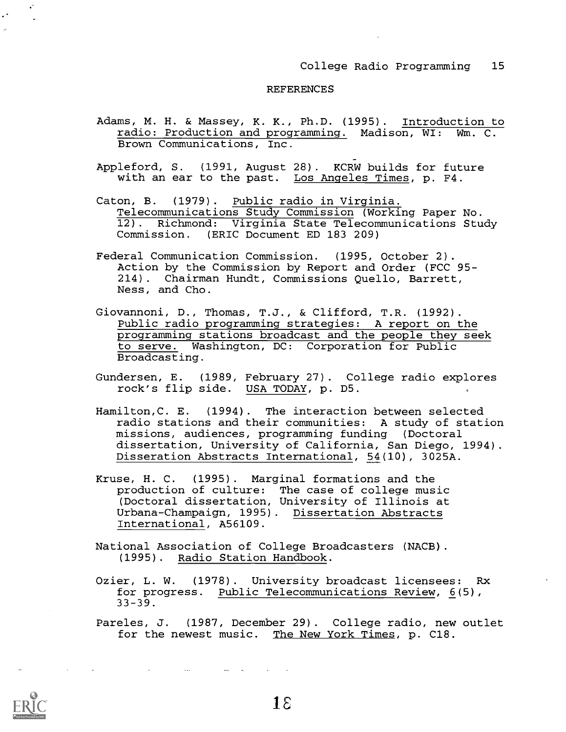## REFERENCES

Adams, M. H. & Massey, K. K., Ph.D. (1995). Introduction to radio: Production and programming. Madison, WI: Wm. C. Brown Communications, Inc.

Appleford, S. (1991, August 28). KCRW builds for future with an ear to the past. Los Angeles Times, p. F4.

Caton, B. (1979). Public radio in Virginia. Telecommunications Study Commission (Working Paper No. 12). Richmond: Virginia State Telecommunications Study Commission. (ERIC Document ED 183 209)

Federal Communication Commission. (1995, October 2). Action by the Commission by Report and Order (FCC 95-214). Chairman Hundt, Commissions Quello, Barrett, Ness, and Cho.

Giovannoni, D., Thomas, T.J., & Clifford, T.R. (1992). Public radio programming strategies: A report on the programming stations broadcast and the people they seek to serve. Washington, DC: Corporation for Public Broadcasting.

Gundersen, E. (1989, February 27). College radio explores rock's flip side. USA TODAY, p. D5.

Hamilton,C. E. (1994). The interaction between selected radio stations and their communities: A study of station missions, audiences, programming funding (Doctoral dissertation, University of California, San Diego, 1994). Disseration Abstracts International, 54(10), 3025A.

Kruse, H. C. (1995). Marginal formations and the production of culture: The case of college music (Doctoral dissertation, University of Illinois at Urbana-Champaign, 1995). Dissertation Abstracts International, A56109.

National Association of College Broadcasters (NACB). (1995). Radio Station Handbook.

Ozier, L. W. (1978). University broadcast licensees: Rx for progress. Public Telecommunications Review, 6(5), 33-39.

Pareles, J. (1987, December 29). College radio, new outlet for the newest music. The New York Times, p. C18.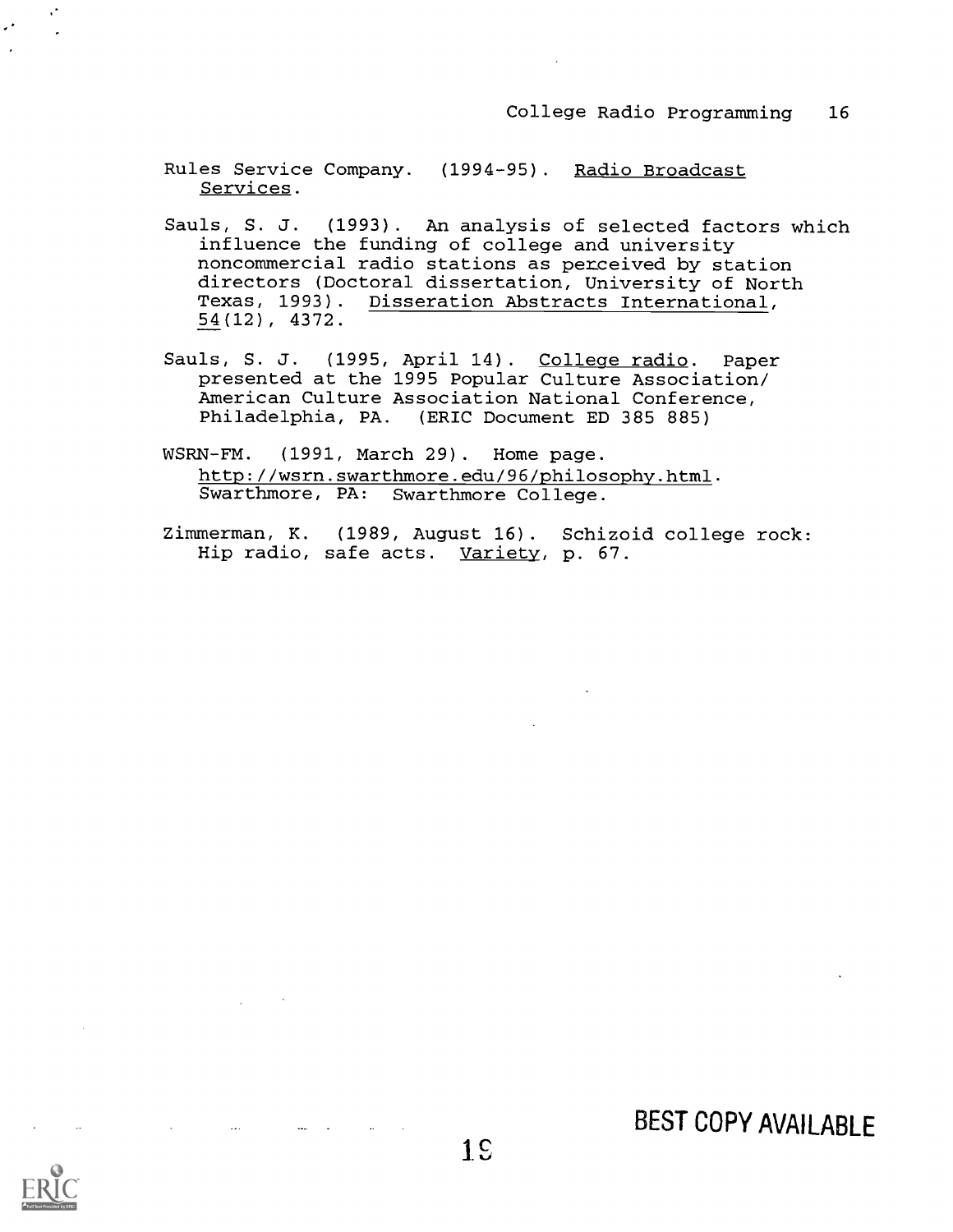Rules Service Company. (1994-95). Radio Broadcast Services.

Sauls, S. J. (1993). An analysis of selected factors which influence the funding of college and university noncommercial radio stations as perceived by station directors (Doctoral dissertation, University of North Texas, 1993). Disseration Abstracts International, 54(12), 4372.

Sauls, S. J. (1995, April 14). College radio. Paper presented at the 1995 Popular Culture Association/ American Culture Association National Conference, Philadelphia, PA. (ERIC Document ED 385 885)

WSRN-FM. (1991, March 29). Home page. http://wsrn.swarthmore.edu/96/philosophy.html. Swarthmore, PA: Swarthmore College.

Zimmerman, K. (1989, August 16). Schizoid college rock: Hip radio, safe acts. Variety, p. 67.

BEST COPY AVAILABLE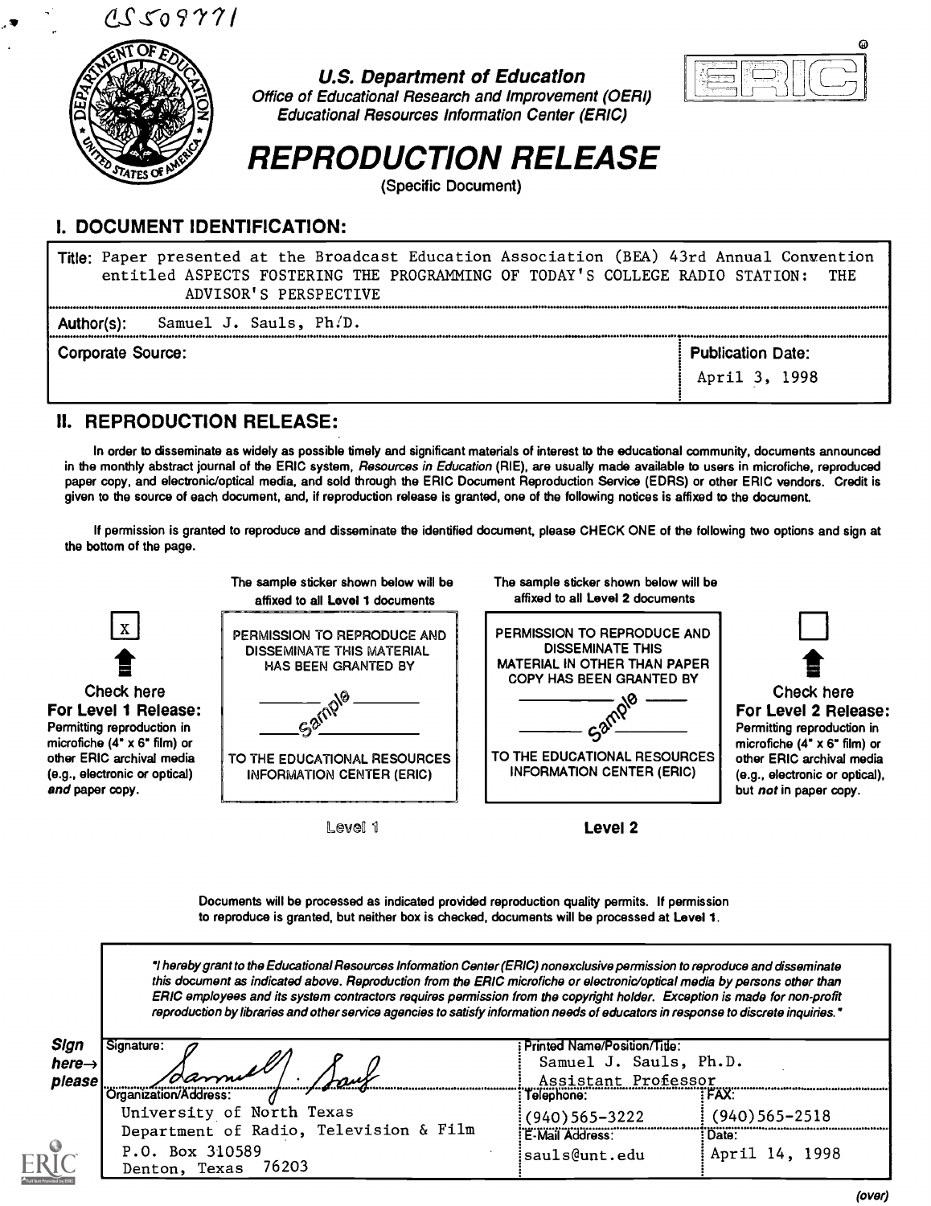CS509771

**U.S. Department of Education**
*Office of Educational Research and Improvement (OERI)*
*Educational Resources Information Center (ERIC)*

# REPRODUCTION RELEASE

(Specific Document)

## I. DOCUMENT IDENTIFICATION:

| | |
|---|---|
| Title: Paper presented at the Broadcast Education Association (BEA) 43rd Annual Convention entitled ASPECTS FOSTERING THE PROGRAMMING OF TODAY'S COLLEGE RADIO STATION: THE ADVISOR'S PERSPECTIVE | |
| Author(s): Samuel J. Sauls, Ph.D. | |
| Corporate Source: | Publication Date: April 3, 1998 |

## II. REPRODUCTION RELEASE:

In order to disseminate as widely as possible timely and significant materials of interest to the educational community, documents announced in the monthly abstract journal of the ERIC system, *Resources in Education* (RIE), are usually made available to users in microfiche, reproduced paper copy, and electronic/optical media, and sold through the ERIC Document Reproduction Service (EDRS) or other ERIC vendors. Credit is given to the source of each document, and, if reproduction release is granted, one of the following notices is affixed to the document.

If permission is granted to reproduce and disseminate the identified document, please CHECK ONE of the following two options and sign at the bottom of the page.

[X] **Check here For Level 1 Release:** Permitting reproduction in microfiche (4" x 6" film) or other ERIC archival media (e.g., electronic or optical) *and* paper copy.

The sample sticker shown below will be affixed to all **Level 1** documents

PERMISSION TO REPRODUCE AND DISSEMINATE THIS MATERIAL HAS BEEN GRANTED BY

Sample

TO THE EDUCATIONAL RESOURCES INFORMATION CENTER (ERIC)

Level 1

The sample sticker shown below will be affixed to all **Level 2** documents

PERMISSION TO REPRODUCE AND DISSEMINATE THIS MATERIAL IN OTHER THAN PAPER COPY HAS BEEN GRANTED BY

Sample

TO THE EDUCATIONAL RESOURCES INFORMATION CENTER (ERIC)

**Level 2**

[ ] **Check here For Level 2 Release:** Permitting reproduction in microfiche (4" x 6" film) or other ERIC archival media (e.g., electronic or optical), but *not* in paper copy.

Documents will be processed as indicated provided reproduction quality permits. If permission to reproduce is granted, but neither box is checked, documents will be processed at Level 1.

*"I hereby grant to the Educational Resources Information Center (ERIC) nonexclusive permission to reproduce and disseminate this document as indicated above. Reproduction from the ERIC microfiche or electronic/optical media by persons other than ERIC employees and its system contractors requires permission from the copyright holder. Exception is made for non-profit reproduction by libraries and other service agencies to satisfy information needs of educators in response to discrete inquiries."*

**Sign here→ please**

| | | |
|---|---|---|
| Signature: Samuel J. Sauls | Printed Name/Position/Title: Samuel J. Sauls, Ph.D. Assistant Professor | |
| Organization/Address: University of North Texas, Department of Radio, Television & Film, P.O. Box 310589, Denton, Texas 76203 | Telephone: (940)565-3222 | FAX: (940)565-2518 |
| | E-Mail Address: sauls@unt.edu | Date: April 14, 1998 |

(over)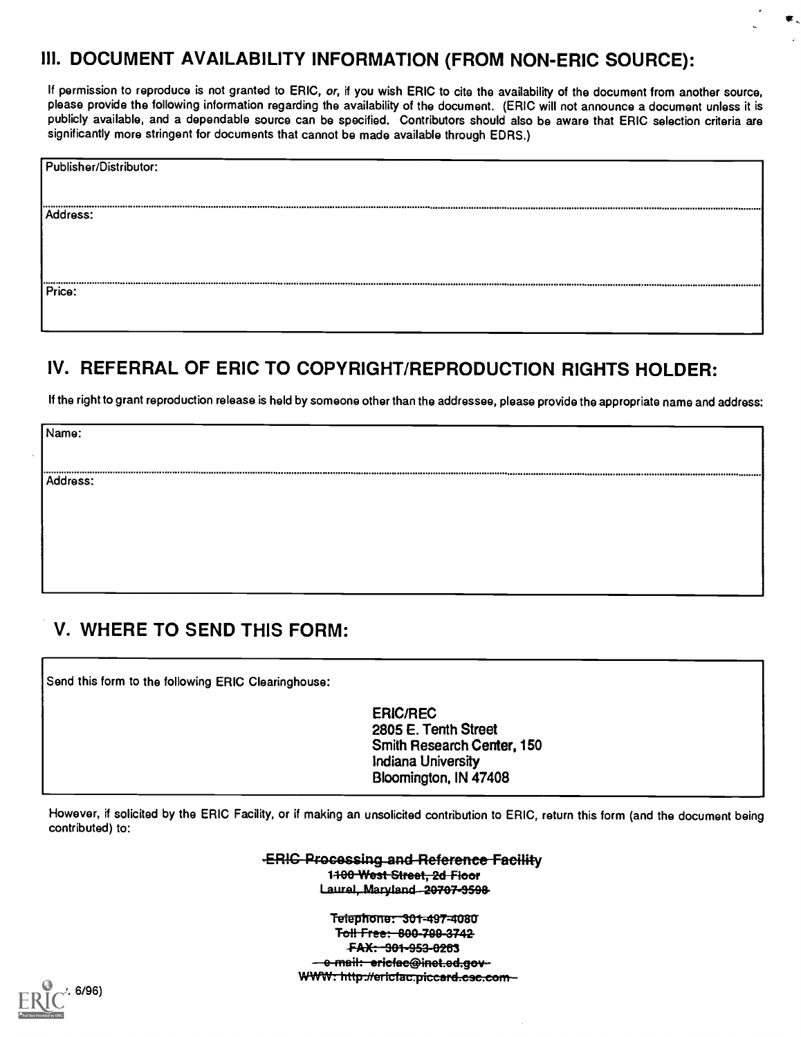## III. DOCUMENT AVAILABILITY INFORMATION (FROM NON-ERIC SOURCE):

If permission to reproduce is not granted to ERIC, *or*, if you wish ERIC to cite the availability of the document from another source, please provide the following information regarding the availability of the document. (ERIC will not announce a document unless it is publicly available, and a dependable source can be specified. Contributors should also be aware that ERIC selection criteria are significantly more stringent for documents that cannot be made available through EDRS.)

Publisher/Distributor:

Address:

Price:

## IV. REFERRAL OF ERIC TO COPYRIGHT/REPRODUCTION RIGHTS HOLDER:

If the right to grant reproduction release is held by someone other than the addressee, please provide the appropriate name and address:

Name:

Address:

## V. WHERE TO SEND THIS FORM:

Send this form to the following ERIC Clearinghouse:

ERIC/REC
2805 E. Tenth Street
Smith Research Center, 150
Indiana University
Bloomington, IN 47408

However, if solicited by the ERIC Facility, or if making an unsolicited contribution to ERIC, return this form (and the document being contributed) to:

~~ERIC Processing and Reference Facility~~
~~1100 West Street, 2d Floor~~
~~Laurel, Maryland 20707-3598~~

~~Telephone: 301-497-4080~~
~~Toll Free: 800-799-3742~~
~~FAX: 301-953-0263~~
~~e-mail: ericfac@inet.ed.gov~~
~~WWW: http://ericfac.piccard.csc.com~~

(Rev. 6/96)